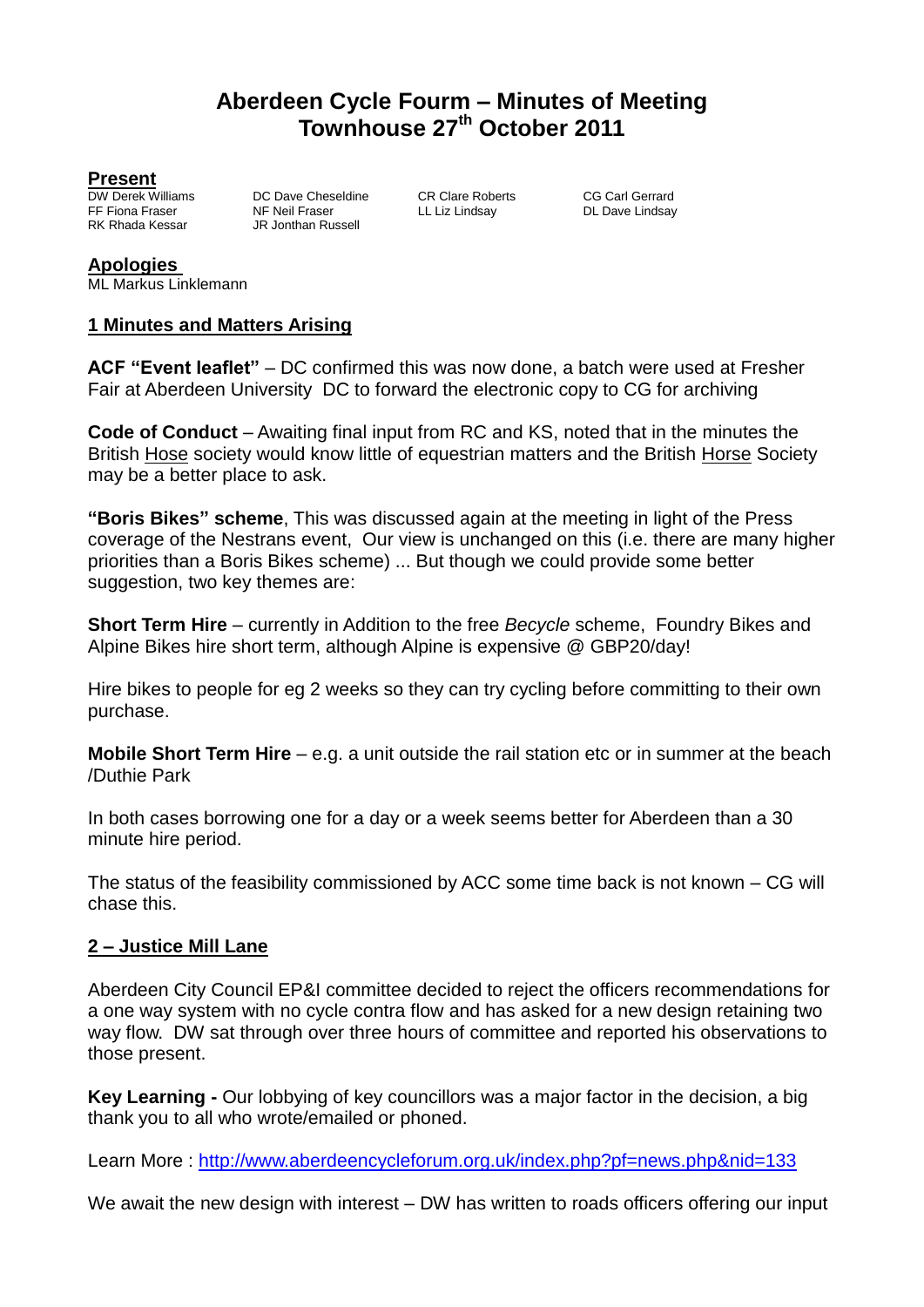# Aberdeen Cycle Fourm – Minutes of Meeting
# Townhouse 27th October 2011

**Present**

| | | | |
|---|---|---|---|
| DW Derek Williams | DC Dave Cheseldine | CR Clare Roberts | CG Carl Gerrard |
| FF Fiona Fraser | NF Neil Fraser | LL Liz Lindsay | DL Dave Lindsay |
| RK Rhada Kessar | JR Jonthan Russell | | |

**Apologies**

ML Markus Linklemann

## 1 Minutes and Matters Arising

**ACF "Event leaflet"** – DC confirmed this was now done, a batch were used at Fresher Fair at Aberdeen University DC to forward the electronic copy to CG for archiving

**Code of Conduct** – Awaiting final input from RC and KS, noted that in the minutes the British Hose society would know little of equestrian matters and the British Horse Society may be a better place to ask.

**"Boris Bikes" scheme**, This was discussed again at the meeting in light of the Press coverage of the Nestrans event, Our view is unchanged on this (i.e. there are many higher priorities than a Boris Bikes scheme) ... But though we could provide some better suggestion, two key themes are:

**Short Term Hire** – currently in Addition to the free *Becycle* scheme, Foundry Bikes and Alpine Bikes hire short term, although Alpine is expensive @ GBP20/day!

Hire bikes to people for eg 2 weeks so they can try cycling before committing to their own purchase.

**Mobile Short Term Hire** – e.g. a unit outside the rail station etc or in summer at the beach /Duthie Park

In both cases borrowing one for a day or a week seems better for Aberdeen than a 30 minute hire period.

The status of the feasibility commissioned by ACC some time back is not known – CG will chase this.

## 2 – Justice Mill Lane

Aberdeen City Council EP&I committee decided to reject the officers recommendations for a one way system with no cycle contra flow and has asked for a new design retaining two way flow. DW sat through over three hours of committee and reported his observations to those present.

**Key Learning -** Our lobbying of key councillors was a major factor in the decision, a big thank you to all who wrote/emailed or phoned.

Learn More : http://www.aberdeencycleforum.org.uk/index.php?pf=news.php&nid=133

We await the new design with interest – DW has written to roads officers offering our input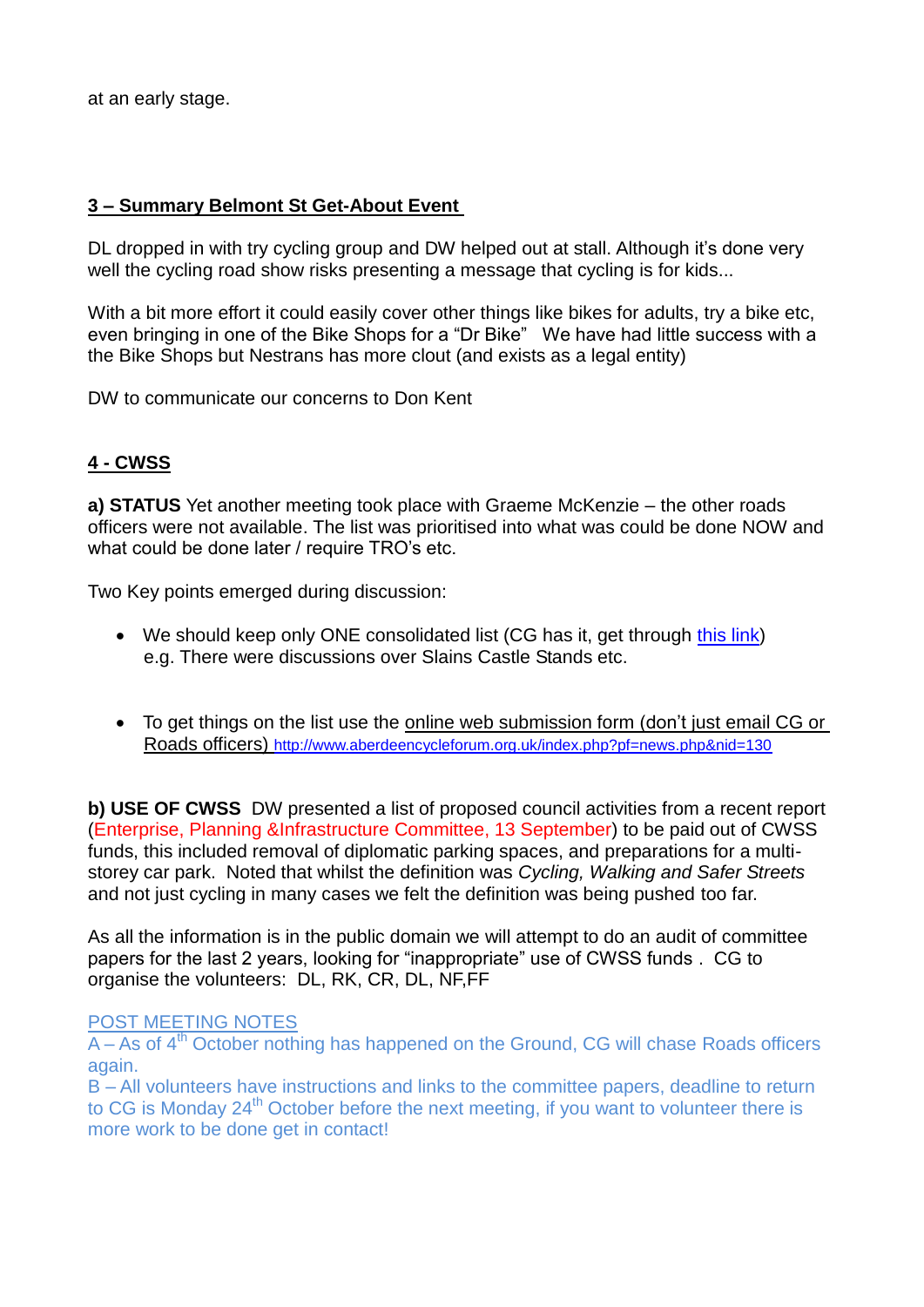at an early stage.

## 3 – Summary Belmont St Get-About Event

DL dropped in with try cycling group and DW helped out at stall. Although it's done very well the cycling road show risks presenting a message that cycling is for kids...

With a bit more effort it could easily cover other things like bikes for adults, try a bike etc, even bringing in one of the Bike Shops for a "Dr Bike" We have had little success with a the Bike Shops but Nestrans has more clout (and exists as a legal entity)

DW to communicate our concerns to Don Kent

## 4 - CWSS

**a) STATUS** Yet another meeting took place with Graeme McKenzie – the other roads officers were not available. The list was prioritised into what was could be done NOW and what could be done later / require TRO's etc.

Two Key points emerged during discussion:

- We should keep only ONE consolidated list (CG has it, get through this link) e.g. There were discussions over Slains Castle Stands etc.
- To get things on the list use the online web submission form (don't just email CG or Roads officers) http://www.aberdeencycleforum.org.uk/index.php?pf=news.php&nid=130

**b) USE OF CWSS** DW presented a list of proposed council activities from a recent report (Enterprise, Planning &Infrastructure Committee, 13 September) to be paid out of CWSS funds, this included removal of diplomatic parking spaces, and preparations for a multi-storey car park. Noted that whilst the definition was *Cycling, Walking and Safer Streets* and not just cycling in many cases we felt the definition was being pushed too far.

As all the information is in the public domain we will attempt to do an audit of committee papers for the last 2 years, looking for "inappropriate" use of CWSS funds . CG to organise the volunteers: DL, RK, CR, DL, NF,FF

POST MEETING NOTES

A – As of 4th October nothing has happened on the Ground, CG will chase Roads officers again.

B – All volunteers have instructions and links to the committee papers, deadline to return to CG is Monday 24th October before the next meeting, if you want to volunteer there is more work to be done get in contact!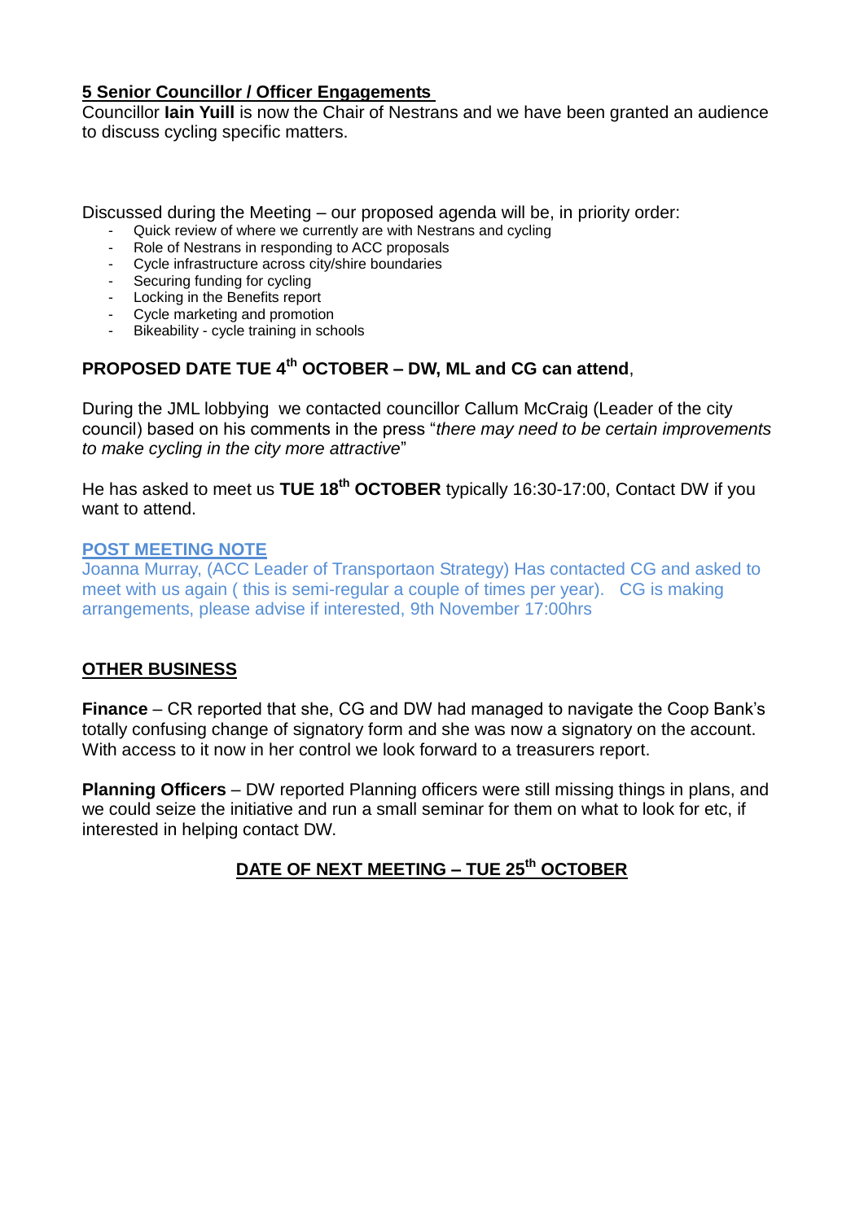## 5 Senior Councillor / Officer Engagements

Councillor **Iain Yuill** is now the Chair of Nestrans and we have been granted an audience to discuss cycling specific matters.

Discussed during the Meeting – our proposed agenda will be, in priority order:

- Quick review of where we currently are with Nestrans and cycling
- Role of Nestrans in responding to ACC proposals
- Cycle infrastructure across city/shire boundaries
- Securing funding for cycling
- Locking in the Benefits report
- Cycle marketing and promotion
- Bikeability - cycle training in schools

**PROPOSED DATE TUE 4th OCTOBER – DW, ML and CG can attend**,

During the JML lobbying we contacted councillor Callum McCraig (Leader of the city council) based on his comments in the press "*there may need to be certain improvements to make cycling in the city more attractive*"

He has asked to meet us **TUE 18th OCTOBER** typically 16:30-17:00, Contact DW if you want to attend.

**POST MEETING NOTE**

Joanna Murray, (ACC Leader of Transportaon Strategy) Has contacted CG and asked to meet with us again ( this is semi-regular a couple of times per year). CG is making arrangements, please advise if interested, 9th November 17:00hrs

## OTHER BUSINESS

**Finance** – CR reported that she, CG and DW had managed to navigate the Coop Bank's totally confusing change of signatory form and she was now a signatory on the account. With access to it now in her control we look forward to a treasurers report.

**Planning Officers** – DW reported Planning officers were still missing things in plans, and we could seize the initiative and run a small seminar for them on what to look for etc, if interested in helping contact DW.

**DATE OF NEXT MEETING – TUE 25th OCTOBER**